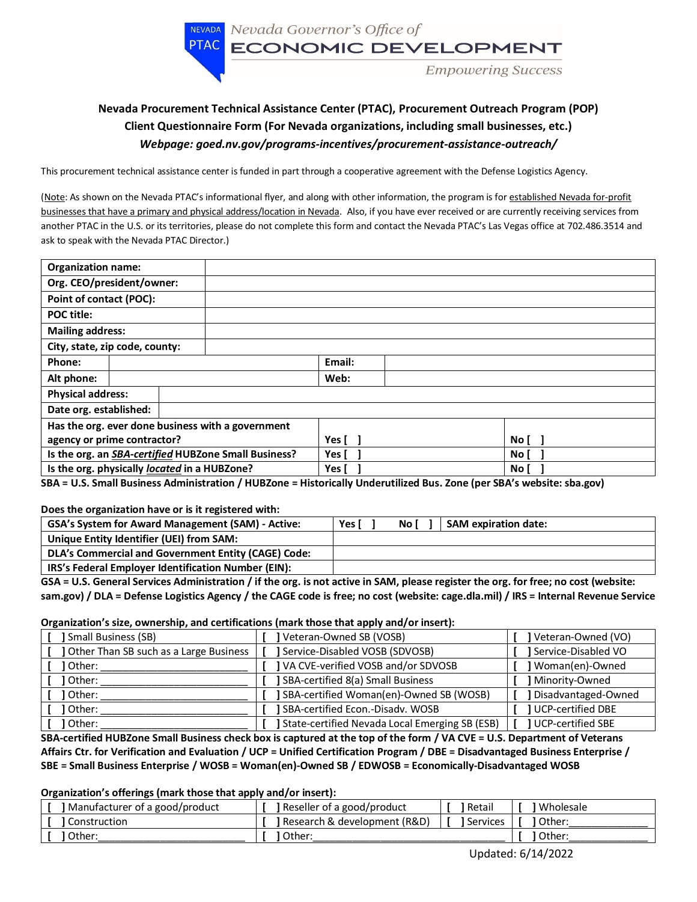Nevada PTAC Nevada Governor's Office of ECONOMIC DEVELOPMENT Empowering Success

**Nevada Procurement Technical Assistance Center (PTAC), Procurement Outreach Program (POP)**
**Client Questionnaire Form (For Nevada organizations, including small businesses, etc.)**
***Webpage: goed.nv.gov/programs-incentives/procurement-assistance-outreach/***

This procurement technical assistance center is funded in part through a cooperative agreement with the Defense Logistics Agency.

(Note: As shown on the Nevada PTAC's informational flyer, and along with other information, the program is for established Nevada for-profit businesses that have a primary and physical address/location in Nevada. Also, if you have ever received or are currently receiving services from another PTAC in the U.S. or its territories, please do not complete this form and contact the Nevada PTAC's Las Vegas office at 702.486.3514 and ask to speak with the Nevada PTAC Director.)

| | | | |
|---|---|---|---|
| **Organization name:** | | | |
| **Org. CEO/president/owner:** | | | |
| **Point of contact (POC):** | | | |
| **POC title:** | | | |
| **Mailing address:** | | | |
| **City, state, zip code, county:** | | | |
| **Phone:** | | **Email:** | |
| **Alt phone:** | | **Web:** | |
| **Physical address:** | | | |
| **Date org. established:** | | | |
| **Has the org. ever done business with a government agency or prime contractor?** | **Yes [ ]** | **No [ ]** | |
| **Is the org. an *SBA-certified* HUBZone Small Business?** | **Yes [ ]** | **No [ ]** | |
| **Is the org. physically *located* in a HUBZone?** | **Yes [ ]** | **No [ ]** | |

**SBA = U.S. Small Business Administration / HUBZone = Historically Underutilized Bus. Zone (per SBA's website: sba.gov)**

**Does the organization have or is it registered with:**

| | | |
|---|---|---|
| **GSA's System for Award Management (SAM) - Active:** | **Yes [ ] No [ ]** | **SAM expiration date:** |
| **Unique Entity Identifier (UEI) from SAM:** | | |
| **DLA's Commercial and Government Entity (CAGE) Code:** | | |
| **IRS's Federal Employer Identification Number (EIN):** | | |

**GSA = U.S. General Services Administration / if the org. is not active in SAM, please register the org. for free; no cost (website: sam.gov) / DLA = Defense Logistics Agency / the CAGE code is free; no cost (website: cage.dla.mil) / IRS = Internal Revenue Service**

**Organization's size, ownership, and certifications (mark those that apply and/or insert):**

| | | |
|---|---|---|
| [ ] Small Business (SB) | [ ] Veteran-Owned SB (VOSB) | [ ] Veteran-Owned (VO) |
| [ ] Other Than SB such as a Large Business | [ ] Service-Disabled VOSB (SDVOSB) | [ ] Service-Disabled VO |
| [ ] Other: ___________________________ | [ ] VA CVE-verified VOSB and/or SDVOSB | [ ] Woman(en)-Owned |
| [ ] Other: ___________________________ | [ ] SBA-certified 8(a) Small Business | [ ] Minority-Owned |
| [ ] Other: ___________________________ | [ ] SBA-certified Woman(en)-Owned SB (WOSB) | [ ] Disadvantaged-Owned |
| [ ] Other: ___________________________ | [ ] SBA-certified Econ.-Disadv. WOSB | [ ] UCP-certified DBE |
| [ ] Other: ___________________________ | [ ] State-certified Nevada Local Emerging SB (ESB) | [ ] UCP-certified SBE |

**SBA-certified HUBZone Small Business check box is captured at the top of the form / VA CVE = U.S. Department of Veterans Affairs Ctr. for Verification and Evaluation / UCP = Unified Certification Program / DBE = Disadvantaged Business Enterprise / SBE = Small Business Enterprise / WOSB = Woman(en)-Owned SB / EDWOSB = Economically-Disadvantaged WOSB**

**Organization's offerings (mark those that apply and/or insert):**

| | | | |
|---|---|---|---|
| [ ] Manufacturer of a good/product | [ ] Reseller of a good/product | [ ] Retail | [ ] Wholesale |
| [ ] Construction | [ ] Research & development (R&D) | [ ] Services | [ ] Other:______________ |
| [ ] Other:___________________________ | [ ] Other:___________________________________ | | [ ] Other:______________ |

Updated: 6/14/2022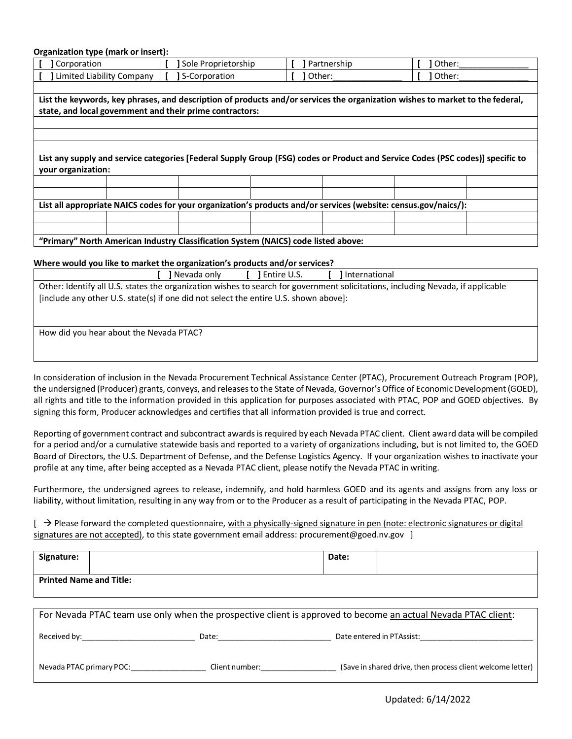**Organization type (mark or insert):**

| | | | |
|---|---|---|---|
| [ ] Corporation | [ ] Sole Proprietorship | [ ] Partnership | [ ] Other:_______________ |
| [ ] Limited Liability Company | [ ] S-Corporation | [ ] Other:_______________ | [ ] Other:_______________ |

**List the keywords, key phrases, and description of products and/or services the organization wishes to market to the federal, state, and local government and their prime contractors:**

| |
|---|
| |
| |
| |

**List any supply and service categories [Federal Supply Group (FSG) codes or Product and Service Codes (PSC codes)] specific to your organization:**

| | | | | | | |
|---|---|---|---|---|---|---|
| | | | | | | |
| | | | | | | |

**List all appropriate NAICS codes for your organization's products and/or services (website: census.gov/naics/):**

| | | | | | | |
|---|---|---|---|---|---|---|
| | | | | | | |
| | | | | | | |

**"Primary" North American Industry Classification System (NAICS) code listed above:**

**Where would you like to market the organization's products and/or services?**

[ ] Nevada only [ ] Entire U.S. [ ] International

Other: Identify all U.S. states the organization wishes to search for government solicitations, including Nevada, if applicable [include any other U.S. state(s) if one did not select the entire U.S. shown above]:

How did you hear about the Nevada PTAC?

In consideration of inclusion in the Nevada Procurement Technical Assistance Center (PTAC), Procurement Outreach Program (POP), the undersigned (Producer) grants, conveys, and releases to the State of Nevada, Governor's Office of Economic Development (GOED), all rights and title to the information provided in this application for purposes associated with PTAC, POP and GOED objectives. By signing this form, Producer acknowledges and certifies that all information provided is true and correct.

Reporting of government contract and subcontract awards is required by each Nevada PTAC client. Client award data will be compiled for a period and/or a cumulative statewide basis and reported to a variety of organizations including, but is not limited to, the GOED Board of Directors, the U.S. Department of Defense, and the Defense Logistics Agency. If your organization wishes to inactivate your profile at any time, after being accepted as a Nevada PTAC client, please notify the Nevada PTAC in writing.

Furthermore, the undersigned agrees to release, indemnify, and hold harmless GOED and its agents and assigns from any loss or liability, without limitation, resulting in any way from or to the Producer as a result of participating in the Nevada PTAC, POP.

[ → Please forward the completed questionnaire, with a physically-signed signature in pen (note: electronic signatures or digital signatures are not accepted), to this state government email address: procurement@goed.nv.gov ]

| | | | |
|---|---|---|---|
| **Signature:** | | **Date:** | |
| **Printed Name and Title:** | | | |

For Nevada PTAC team use only when the prospective client is approved to become an actual Nevada PTAC client:

Received by:__________________________ Date:__________________________ Date entered in PTAssist:__________________________

Nevada PTAC primary POC:_________________ Client number:_________________ (Save in shared drive, then process client welcome letter)

Updated: 6/14/2022